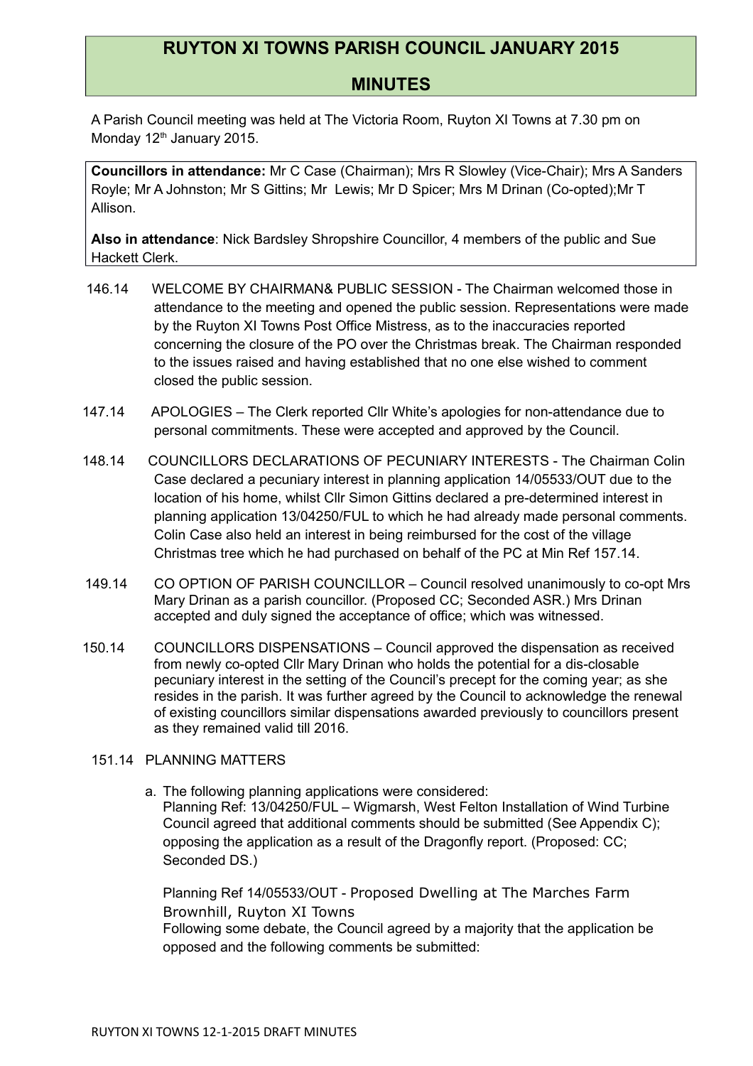# RUYTON XI TOWNS PARISH COUNCIL JANUARY 2015

## MINUTES

A Parish Council meeting was held at The Victoria Room, Ruyton XI Towns at 7.30 pm on Monday 12th January 2015.

**Councillors in attendance:** Mr C Case (Chairman); Mrs R Slowley (Vice-Chair); Mrs A Sanders Royle; Mr A Johnston; Mr S Gittins; Mr Lewis; Mr D Spicer; Mrs M Drinan (Co-opted);Mr T Allison.

**Also in attendance**: Nick Bardsley Shropshire Councillor, 4 members of the public and Sue Hackett Clerk.

146.14 WELCOME BY CHAIRMAN& PUBLIC SESSION - The Chairman welcomed those in attendance to the meeting and opened the public session. Representations were made by the Ruyton XI Towns Post Office Mistress, as to the inaccuracies reported concerning the closure of the PO over the Christmas break. The Chairman responded to the issues raised and having established that no one else wished to comment closed the public session.

147.14 APOLOGIES – The Clerk reported Cllr White's apologies for non-attendance due to personal commitments. These were accepted and approved by the Council.

148.14 COUNCILLORS DECLARATIONS OF PECUNIARY INTERESTS - The Chairman Colin Case declared a pecuniary interest in planning application 14/05533/OUT due to the location of his home, whilst Cllr Simon Gittins declared a pre-determined interest in planning application 13/04250/FUL to which he had already made personal comments. Colin Case also held an interest in being reimbursed for the cost of the village Christmas tree which he had purchased on behalf of the PC at Min Ref 157.14.

149.14 CO OPTION OF PARISH COUNCILLOR – Council resolved unanimously to co-opt Mrs Mary Drinan as a parish councillor. (Proposed CC; Seconded ASR.) Mrs Drinan accepted and duly signed the acceptance of office; which was witnessed.

150.14 COUNCILLORS DISPENSATIONS – Council approved the dispensation as received from newly co-opted Cllr Mary Drinan who holds the potential for a dis-closable pecuniary interest in the setting of the Council's precept for the coming year; as she resides in the parish. It was further agreed by the Council to acknowledge the renewal of existing councillors similar dispensations awarded previously to councillors present as they remained valid till 2016.

151.14 PLANNING MATTERS

a. The following planning applications were considered:
   Planning Ref: 13/04250/FUL – Wigmarsh, West Felton Installation of Wind Turbine Council agreed that additional comments should be submitted (See Appendix C); opposing the application as a result of the Dragonfly report. (Proposed: CC; Seconded DS.)

   Planning Ref 14/05533/OUT - Proposed Dwelling at The Marches Farm Brownhill, Ruyton XI Towns
   Following some debate, the Council agreed by a majority that the application be opposed and the following comments be submitted: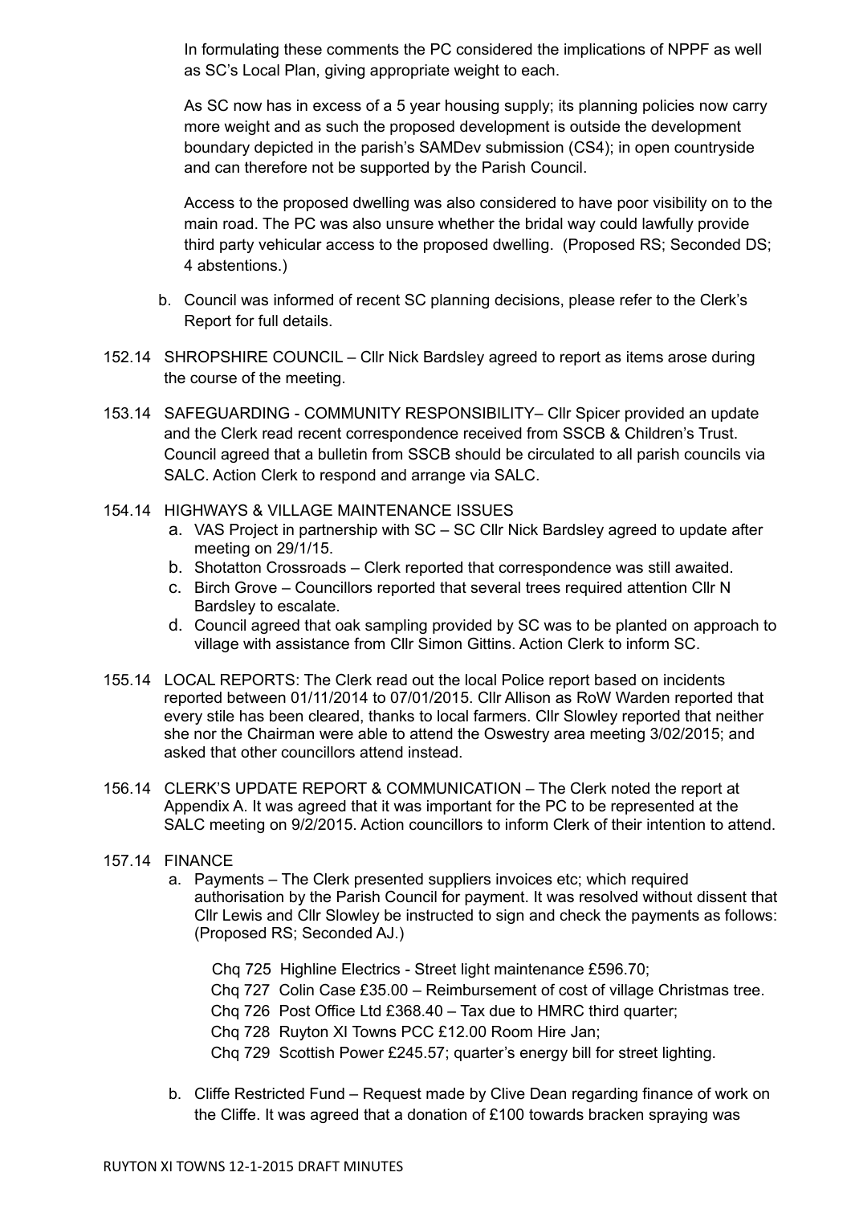In formulating these comments the PC considered the implications of NPPF as well as SC's Local Plan, giving appropriate weight to each.

As SC now has in excess of a 5 year housing supply; its planning policies now carry more weight and as such the proposed development is outside the development boundary depicted in the parish's SAMDev submission (CS4); in open countryside and can therefore not be supported by the Parish Council.

Access to the proposed dwelling was also considered to have poor visibility on to the main road. The PC was also unsure whether the bridal way could lawfully provide third party vehicular access to the proposed dwelling. (Proposed RS; Seconded DS; 4 abstentions.)

b. Council was informed of recent SC planning decisions, please refer to the Clerk's Report for full details.

152.14 SHROPSHIRE COUNCIL – Cllr Nick Bardsley agreed to report as items arose during the course of the meeting.

153.14 SAFEGUARDING - COMMUNITY RESPONSIBILITY– Cllr Spicer provided an update and the Clerk read recent correspondence received from SSCB & Children's Trust. Council agreed that a bulletin from SSCB should be circulated to all parish councils via SALC. Action Clerk to respond and arrange via SALC.

154.14 HIGHWAYS & VILLAGE MAINTENANCE ISSUES

a. VAS Project in partnership with SC – SC Cllr Nick Bardsley agreed to update after meeting on 29/1/15.
b. Shotatton Crossroads – Clerk reported that correspondence was still awaited.
c. Birch Grove – Councillors reported that several trees required attention Cllr N Bardsley to escalate.
d. Council agreed that oak sampling provided by SC was to be planted on approach to village with assistance from Cllr Simon Gittins. Action Clerk to inform SC.

155.14 LOCAL REPORTS: The Clerk read out the local Police report based on incidents reported between 01/11/2014 to 07/01/2015. Cllr Allison as RoW Warden reported that every stile has been cleared, thanks to local farmers. Cllr Slowley reported that neither she nor the Chairman were able to attend the Oswestry area meeting 3/02/2015; and asked that other councillors attend instead.

156.14 CLERK'S UPDATE REPORT & COMMUNICATION – The Clerk noted the report at Appendix A. It was agreed that it was important for the PC to be represented at the SALC meeting on 9/2/2015. Action councillors to inform Clerk of their intention to attend.

157.14 FINANCE

a. Payments – The Clerk presented suppliers invoices etc; which required authorisation by the Parish Council for payment. It was resolved without dissent that Cllr Lewis and Cllr Slowley be instructed to sign and check the payments as follows: (Proposed RS; Seconded AJ.)

   Chq 725 Highline Electrics - Street light maintenance £596.70;
   Chq 727 Colin Case £35.00 – Reimbursement of cost of village Christmas tree.
   Chq 726 Post Office Ltd £368.40 – Tax due to HMRC third quarter;
   Chq 728 Ruyton XI Towns PCC £12.00 Room Hire Jan;
   Chq 729 Scottish Power £245.57; quarter's energy bill for street lighting.

b. Cliffe Restricted Fund – Request made by Clive Dean regarding finance of work on the Cliffe. It was agreed that a donation of £100 towards bracken spraying was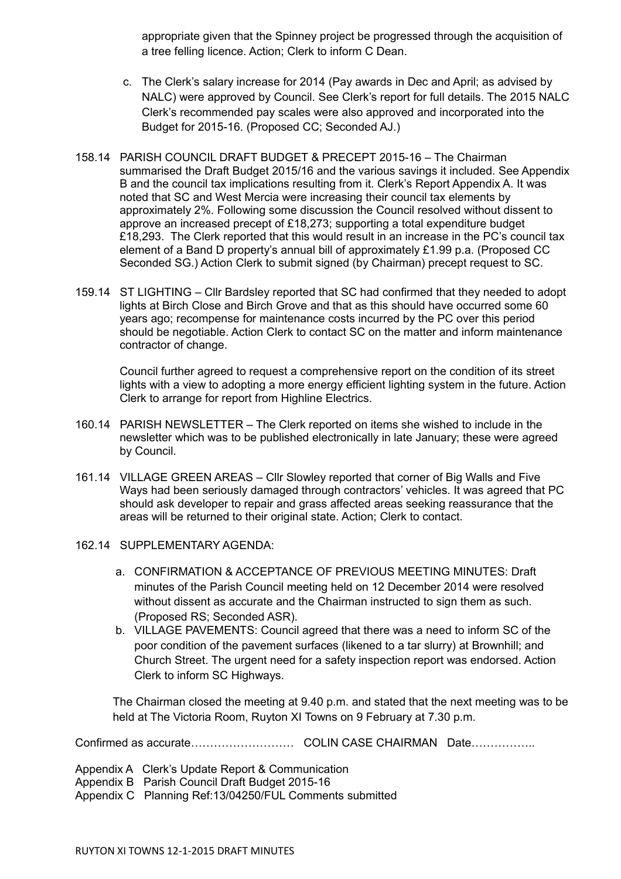appropriate given that the Spinney project be progressed through the acquisition of a tree felling licence. Action; Clerk to inform C Dean.

c. The Clerk's salary increase for 2014 (Pay awards in Dec and April; as advised by NALC) were approved by Council. See Clerk's report for full details. The 2015 NALC Clerk's recommended pay scales were also approved and incorporated into the Budget for 2015-16. (Proposed CC; Seconded AJ.)

158.14 PARISH COUNCIL DRAFT BUDGET & PRECEPT 2015-16 – The Chairman summarised the Draft Budget 2015/16 and the various savings it included. See Appendix B and the council tax implications resulting from it. Clerk's Report Appendix A. It was noted that SC and West Mercia were increasing their council tax elements by approximately 2%. Following some discussion the Council resolved without dissent to approve an increased precept of £18,273; supporting a total expenditure budget £18,293. The Clerk reported that this would result in an increase in the PC's council tax element of a Band D property's annual bill of approximately £1.99 p.a. (Proposed CC Seconded SG.) Action Clerk to submit signed (by Chairman) precept request to SC.

159.14 ST LIGHTING – Cllr Bardsley reported that SC had confirmed that they needed to adopt lights at Birch Close and Birch Grove and that as this should have occurred some 60 years ago; recompense for maintenance costs incurred by the PC over this period should be negotiable. Action Clerk to contact SC on the matter and inform maintenance contractor of change.

Council further agreed to request a comprehensive report on the condition of its street lights with a view to adopting a more energy efficient lighting system in the future. Action Clerk to arrange for report from Highline Electrics.

160.14 PARISH NEWSLETTER – The Clerk reported on items she wished to include in the newsletter which was to be published electronically in late January; these were agreed by Council.

161.14 VILLAGE GREEN AREAS – Cllr Slowley reported that corner of Big Walls and Five Ways had been seriously damaged through contractors' vehicles. It was agreed that PC should ask developer to repair and grass affected areas seeking reassurance that the areas will be returned to their original state. Action; Clerk to contact.

162.14 SUPPLEMENTARY AGENDA:

a. CONFIRMATION & ACCEPTANCE OF PREVIOUS MEETING MINUTES: Draft minutes of the Parish Council meeting held on 12 December 2014 were resolved without dissent as accurate and the Chairman instructed to sign them as such. (Proposed RS; Seconded ASR).
b. VILLAGE PAVEMENTS: Council agreed that there was a need to inform SC of the poor condition of the pavement surfaces (likened to a tar slurry) at Brownhill; and Church Street. The urgent need for a safety inspection report was endorsed. Action Clerk to inform SC Highways.

The Chairman closed the meeting at 9.40 p.m. and stated that the next meeting was to be held at The Victoria Room, Ruyton XI Towns on 9 February at 7.30 p.m.

Confirmed as accurate……………………… COLIN CASE CHAIRMAN Date……………..

Appendix A Clerk's Update Report & Communication
Appendix B Parish Council Draft Budget 2015-16
Appendix C Planning Ref:13/04250/FUL Comments submitted